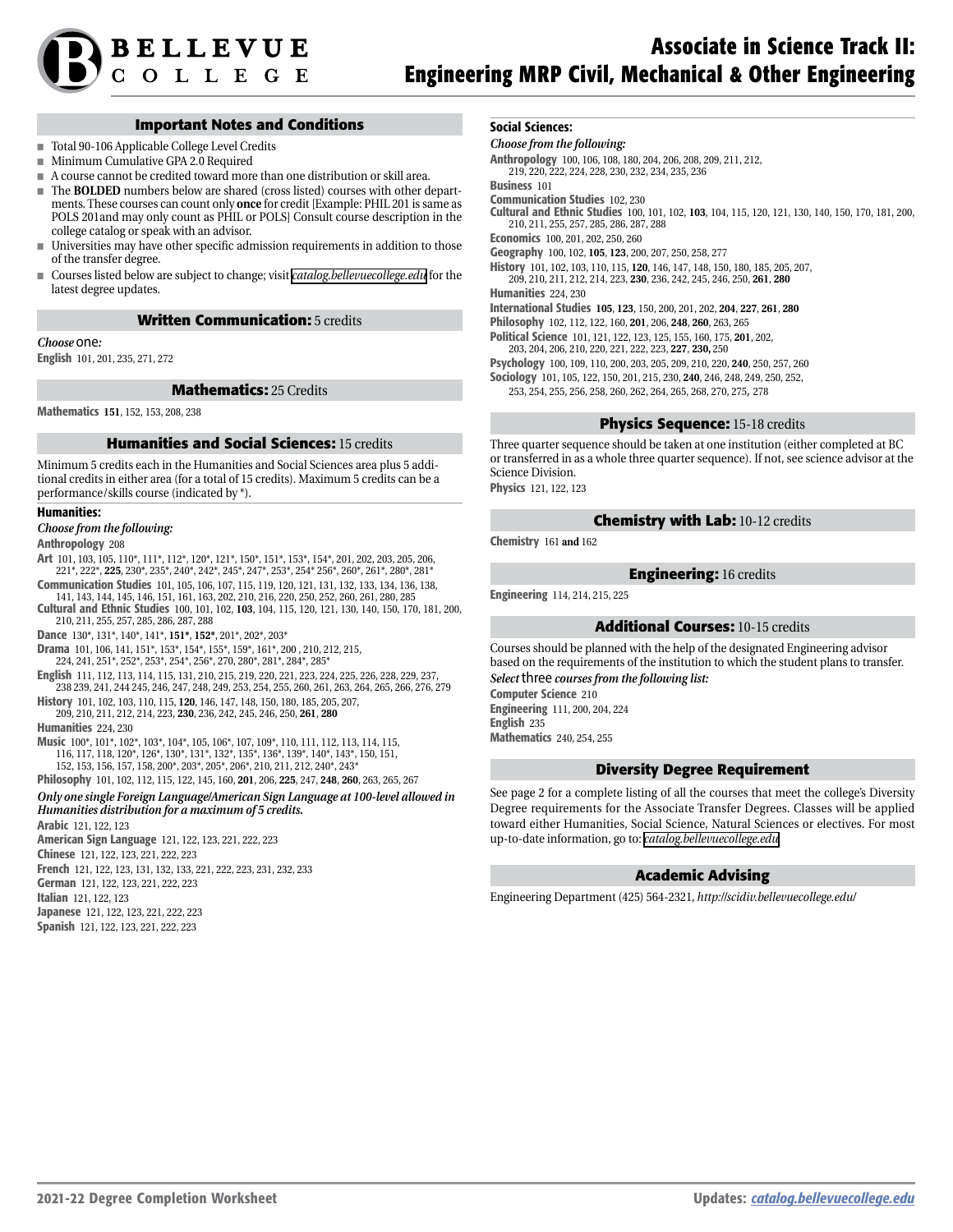# Associate in Science Track II: Engineering MRP Civil, Mechanical & Other Engineering

## Important Notes and Conditions

- Total 90-106 Applicable College Level Credits
- Minimum Cumulative GPA 2.0 Required
- A course cannot be credited toward more than one distribution or skill area.
- The **BOLDED** numbers below are shared (cross listed) courses with other departments. These courses can count only **once** for credit [Example: PHIL 201 is same as POLS 201and may only count as PHIL or POLS] Consult course description in the college catalog or speak with an advisor.
- Universities may have other specific admission requirements in addition to those of the transfer degree.
- Courses listed below are subject to change; visit catalog.bellevuecollege.edu for the latest degree updates.

## Written Communication: 5 credits

*Choose* one:

**English** 101, 201, 235, 271, 272

## Mathematics: 25 Credits

**Mathematics** **151**, 152, 153, 208, 238

## Humanities and Social Sciences: 15 credits

Minimum 5 credits each in the Humanities and Social Sciences area plus 5 additional credits in either area (for a total of 15 credits). Maximum 5 credits can be a performance/skills course (indicated by *).

### Humanities:

*Choose from the following:*

**Anthropology** 208

**Art** 101, 103, 105, 110*, 111*, 112*, 120*, 121*, 150*, 151*, 153*, 154*, 201, 202, 203, 205, 206, 221*, 222*, **225**, 230*, 235*, 240*, 242*, 245*, 247*, 253*, 254* 256*, 260*, 261*, 280*, 281*

**Communication Studies** 101, 105, 106, 107, 115, 119, 120, 121, 131, 132, 133, 134, 136, 138, 141, 143, 144, 145, 146, 151, 161, 163, 202, 210, 216, 220, 250, 252, 260, 261, 280, 285

**Cultural and Ethnic Studies** 100, 101, 102, **103**, 104, 115, 120, 121, 130, 140, 150, 170, 181, 200, 210, 211, 255, 257, 285, 286, 287, 288

**Dance** 130*, 131*, 140*, 141*, **151***, **152***, 201*, 202*, 203*

**Drama** 101, 106, 141, 151*, 153*, 154*, 155*, 159*, 161*, 200 , 210, 212, 215, 224, 241, 251*, 252*, 253*, 254*, 256*, 270, 280*, 281*, 284*, 285*

**English** 111, 112, 113, 114, 115, 131, 210, 215, 219, 220, 221, 223, 224, 225, 226, 228, 229, 237, 238 239, 241, 244 245, 246, 247, 248, 249, 253, 254, 255, 260, 261, 263, 264, 265, 266, 276, 279

**History** 101, 102, 103, 110, 115, **120**, 146, 147, 148, 150, 180, 185, 205, 207, 209, 210, 211, 212, 214, 223, **230**, 236, 242, 245, 246, 250, **261**, **280**

**Humanities** 224, 230

**Music** 100*, 101*, 102*, 103*, 104*, 105, 106*, 107, 109*, 110, 111, 112, 113, 114, 115, 116, 117, 118, 120*, 126*, 130*, 131*, 132*, 135*, 136*, 139*, 140*, 143*, 150, 151, 152, 153, 156, 157, 158, 200*, 203*, 205*, 206*, 210, 211, 212, 240*, 243*

**Philosophy** 101, 102, 112, 115, 122, 145, 160, **201**, 206, **225**, 247, **248**, **260**, 263, 265, 267

***Only one single Foreign Language/American Sign Language at 100-level allowed in Humanities distribution for a maximum of 5 credits.***

**Arabic** 121, 122, 123

**American Sign Language** 121, 122, 123, 221, 222, 223

**Chinese** 121, 122, 123, 221, 222, 223

**French** 121, 122, 123, 131, 132, 133, 221, 222, 223, 231, 232, 233

**German** 121, 122, 123, 221, 222, 223

**Italian** 121, 122, 123

**Japanese** 121, 122, 123, 221, 222, 223

**Spanish** 121, 122, 123, 221, 222, 223

### Social Sciences:

*Choose from the following:*

**Anthropology** 100, 106, 108, 180, 204, 206, 208, 209, 211, 212, 219, 220, 222, 224, 228, 230, 232, 234, 235, 236

**Business** 101

**Communication Studies** 102, 230

**Cultural and Ethnic Studies** 100, 101, 102, **103**, 104, 115, 120, 121, 130, 140, 150, 170, 181, 200, 210, 211, 255, 257, 285, 286, 287, 288

**Economics** 100, 201, 202, 250, 260

**Geography** 100, 102, **105**, **123**, 200, 207, 250, 258, 277

**History** 101, 102, 103, 110, 115, **120**, 146, 147, 148, 150, 180, 185, 205, 207, 209, 210, 211, 212, 214, 223, **230**, 236, 242, 245, 246, 250, **261**, **280**

**Humanities** 224, 230

**International Studies** **105**, **123**, 150, 200, 201, 202, **204**, **227**, **261**, **280**

**Philosophy** 102, 112, 122, 160, **201**, 206, **248**, **260**, 263, 265

**Political Science** 101, 121, 122, 123, 125, 155, 160, 175, **201**, 202, 203, 204, 206, 210, 220, 221, 222, 223, **227**, **230,** 250

**Psychology** 100, 109, 110, 200, 203, 205, 209, 210, 220, **240**, 250, 257, 260

**Sociology** 101, 105, 122, 150, 201, 215, 230, **240**, 246, 248, 249, 250, 252, 253, 254, 255, 256, 258, 260, 262, 264, 265, 268, 270, 275, 278

## Physics Sequence: 15-18 credits

Three quarter sequence should be taken at one institution (either completed at BC or transferred in as a whole three quarter sequence). If not, see science advisor at the Science Division.

**Physics** 121, 122, 123

## Chemistry with Lab: 10-12 credits

**Chemistry** 161 **and** 162

## Engineering: 16 credits

**Engineering** 114, 214, 215, 225

## Additional Courses: 10-15 credits

Courses should be planned with the help of the designated Engineering advisor based on the requirements of the institution to which the student plans to transfer.

***Select*** three ***courses from the following list:***

**Computer Science** 210

**Engineering** 111, 200, 204, 224

**English** 235

**Mathematics** 240, 254, 255

## Diversity Degree Requirement

See page 2 for a complete listing of all the courses that meet the college's Diversity Degree requirements for the Associate Transfer Degrees. Classes will be applied toward either Humanities, Social Science, Natural Sciences or electives. For most up-to-date information, go to: catalog.bellevuecollege.edu

## Academic Advising

Engineering Department (425) 564-2321, *http://scidiv.bellevuecollege.edu/*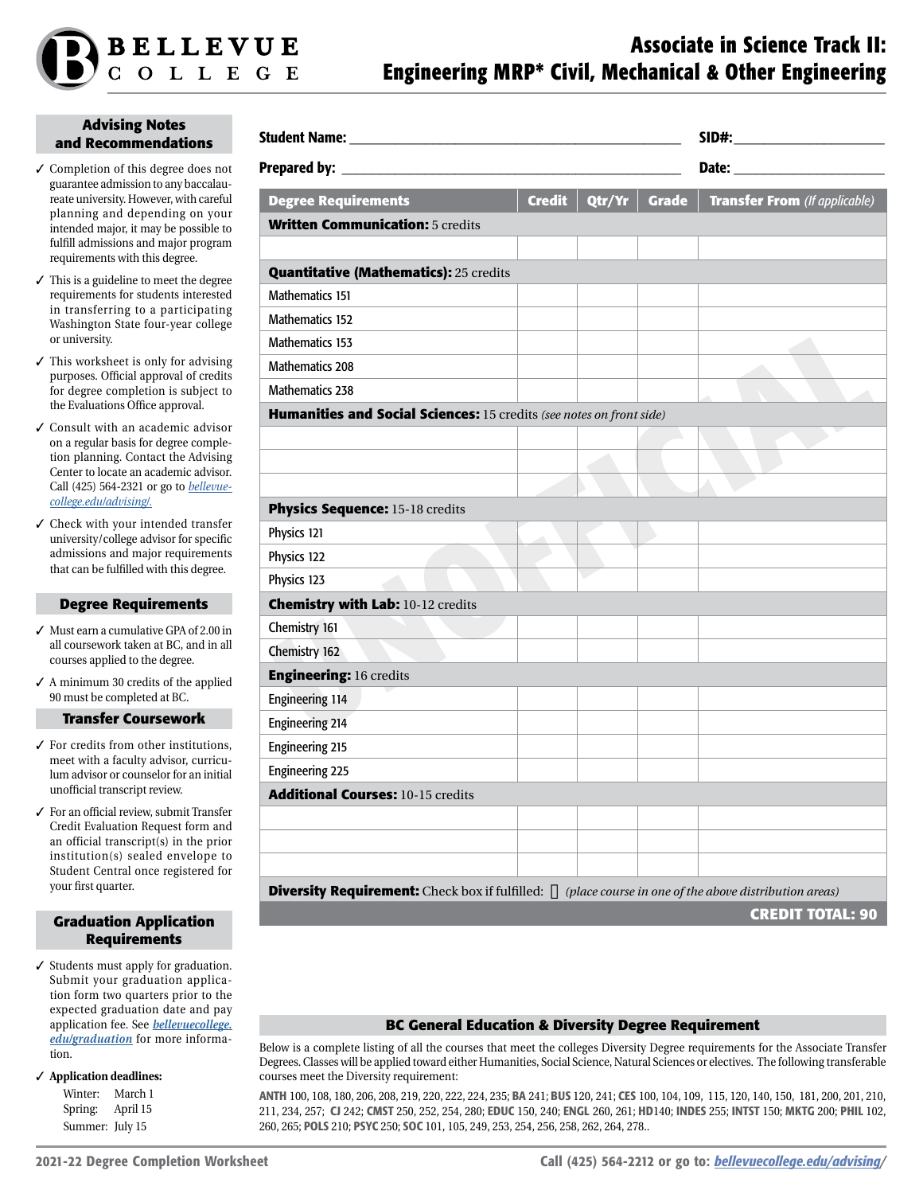# Associate in Science Track II: Engineering MRP* Civil, Mechanical & Other Engineering

## Advising Notes and Recommendations

- ✓ Completion of this degree does not guarantee admission to any baccalaureate university. However, with careful planning and depending on your intended major, it may be possible to fulfill admissions and major program requirements with this degree.
- ✓ This is a guideline to meet the degree requirements for students interested in transferring to a participating Washington State four-year college or university.
- ✓ This worksheet is only for advising purposes. Official approval of credits for degree completion is subject to the Evaluations Office approval.
- ✓ Consult with an academic advisor on a regular basis for degree completion planning. Contact the Advising Center to locate an academic advisor. Call (425) 564-2321 or go to *bellevuecollege.edu/advising/*.
- ✓ Check with your intended transfer university/college advisor for specific admissions and major requirements that can be fulfilled with this degree.

## Degree Requirements

- ✓ Must earn a cumulative GPA of 2.00 in all coursework taken at BC, and in all courses applied to the degree.
- ✓ A minimum 30 credits of the applied 90 must be completed at BC.

## Transfer Coursework

- ✓ For credits from other institutions, meet with a faculty advisor, curriculum advisor or counselor for an initial unofficial transcript review.
- ✓ For an official review, submit Transfer Credit Evaluation Request form and an official transcript(s) in the prior institution(s) sealed envelope to Student Central once registered for your first quarter.

## Graduation Application Requirements

- ✓ Students must apply for graduation. Submit your graduation application form two quarters prior to the expected graduation date and pay application fee. See *bellevuecollege.edu/graduation* for more information.
- ✓ **Application deadlines:**
  - Winter: March 1
  - Spring: April 15
  - Summer: July 15

**Student Name:** ______________________ **SID#:** ______________

**Prepared by:** ______________________ **Date:** ______________

| Degree Requirements | Credit | Qtr/Yr | Grade | Transfer From *(If applicable)* |
|---|---|---|---|---|
| **Written Communication:** 5 credits | | | | |
| | | | | |
| **Quantitative (Mathematics):** 25 credits | | | | |
| Mathematics 151 | | | | |
| Mathematics 152 | | | | |
| Mathematics 153 | | | | |
| Mathematics 208 | | | | |
| Mathematics 238 | | | | |
| **Humanities and Social Sciences:** 15 credits *(see notes on front side)* | | | | |
| | | | | |
| | | | | |
| | | | | |
| **Physics Sequence:** 15-18 credits | | | | |
| Physics 121 | | | | |
| Physics 122 | | | | |
| Physics 123 | | | | |
| **Chemistry with Lab:** 10-12 credits | | | | |
| Chemistry 161 | | | | |
| Chemistry 162 | | | | |
| **Engineering:** 16 credits | | | | |
| Engineering 114 | | | | |
| Engineering 214 | | | | |
| Engineering 215 | | | | |
| Engineering 225 | | | | |
| **Additional Courses:** 10-15 credits | | | | |
| | | | | |
| | | | | |
| | | | | |
| **Diversity Requirement:** Check box if fulfilled: ☐ *(place course in one of the above distribution areas)* | | | | |
| **CREDIT TOTAL: 90** | | | | |

## BC General Education & Diversity Degree Requirement

Below is a complete listing of all the courses that meet the colleges Diversity Degree requirements for the Associate Transfer Degrees. Classes will be applied toward either Humanities, Social Science, Natural Sciences or electives. The following transferable courses meet the Diversity requirement:

**ANTH** 100, 108, 180, 206, 208, 219, 220, 222, 224, 235; **BA** 241; **BUS** 120, 241; **CES** 100, 104, 109, 115, 120, 140, 150, 181, 200, 201, 210, 211, 234, 257; **CJ** 242; **CMST** 250, 252, 254, 280; **EDUC** 150, 240; **ENGL** 260, 261; **HD**140; **INDES** 255; **INTST** 150; **MKTG** 200; **PHIL** 102, 260, 265; **POLS** 210; **PSYC** 250; **SOC** 101, 105, 249, 253, 254, 256, 258, 262, 264, 278..

2021-22 Degree Completion Worksheet

Call (425) 564-2212 or go to: *bellevuecollege.edu/advising/*